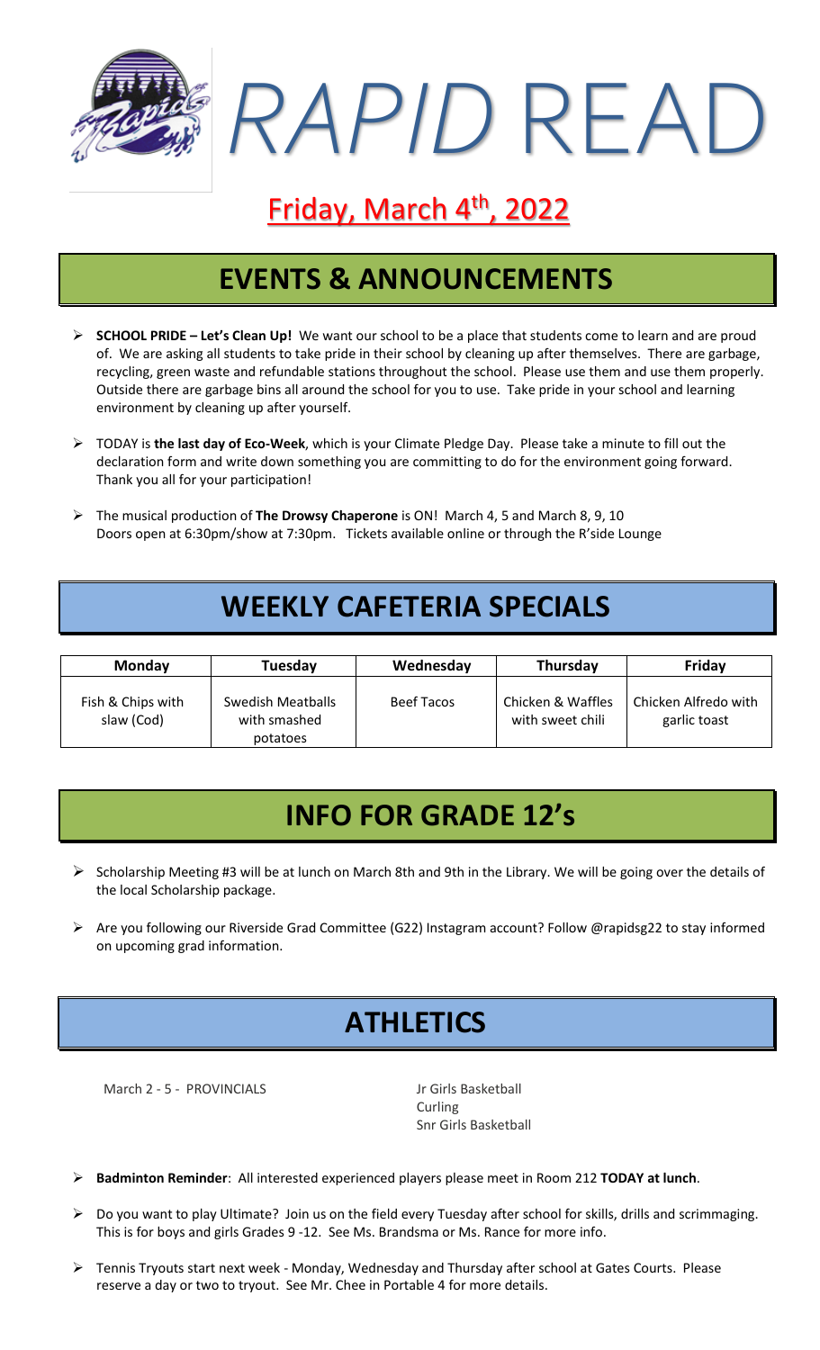# *RAPID* READ

## Friday, March 4th, 2022

## EVENTS & ANNOUNCEMENTS

- **SCHOOL PRIDE – Let's Clean Up!** We want our school to be a place that students come to learn and are proud of. We are asking all students to take pride in their school by cleaning up after themselves. There are garbage, recycling, green waste and refundable stations throughout the school. Please use them and use them properly. Outside there are garbage bins all around the school for you to use. Take pride in your school and learning environment by cleaning up after yourself.

- TODAY is **the last day of Eco-Week**, which is your Climate Pledge Day. Please take a minute to fill out the declaration form and write down something you are committing to do for the environment going forward. Thank you all for your participation!

- The musical production of **The Drowsy Chaperone** is ON! March 4, 5 and March 8, 9, 10
  Doors open at 6:30pm/show at 7:30pm. Tickets available online or through the R'side Lounge

## WEEKLY CAFETERIA SPECIALS

| Monday | Tuesday | Wednesday | Thursday | Friday |
|---|---|---|---|---|
| Fish & Chips with slaw (Cod) | Swedish Meatballs with smashed potatoes | Beef Tacos | Chicken & Waffles with sweet chili | Chicken Alfredo with garlic toast |

## INFO FOR GRADE 12's

- Scholarship Meeting #3 will be at lunch on March 8th and 9th in the Library. We will be going over the details of the local Scholarship package.

- Are you following our Riverside Grad Committee (G22) Instagram account? Follow @rapidsg22 to stay informed on upcoming grad information.

## ATHLETICS

March 2 - 5 - PROVINCIALS
- Jr Girls Basketball
- Curling
- Snr Girls Basketball

- **Badminton Reminder**: All interested experienced players please meet in Room 212 **TODAY at lunch**.

- Do you want to play Ultimate? Join us on the field every Tuesday after school for skills, drills and scrimmaging. This is for boys and girls Grades 9 -12. See Ms. Brandsma or Ms. Rance for more info.

- Tennis Tryouts start next week - Monday, Wednesday and Thursday after school at Gates Courts. Please reserve a day or two to tryout. See Mr. Chee in Portable 4 for more details.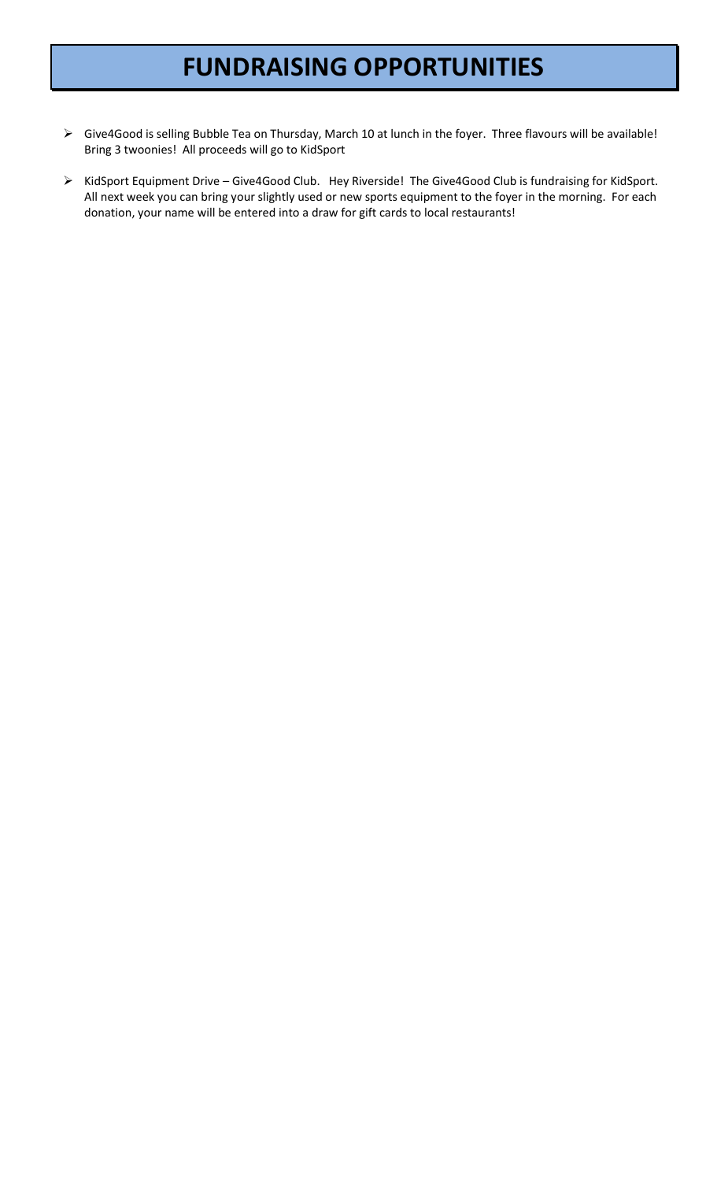# FUNDRAISING OPPORTUNITIES

- Give4Good is selling Bubble Tea on Thursday, March 10 at lunch in the foyer. Three flavours will be available! Bring 3 twoonies! All proceeds will go to KidSport
- KidSport Equipment Drive – Give4Good Club. Hey Riverside! The Give4Good Club is fundraising for KidSport. All next week you can bring your slightly used or new sports equipment to the foyer in the morning. For each donation, your name will be entered into a draw for gift cards to local restaurants!